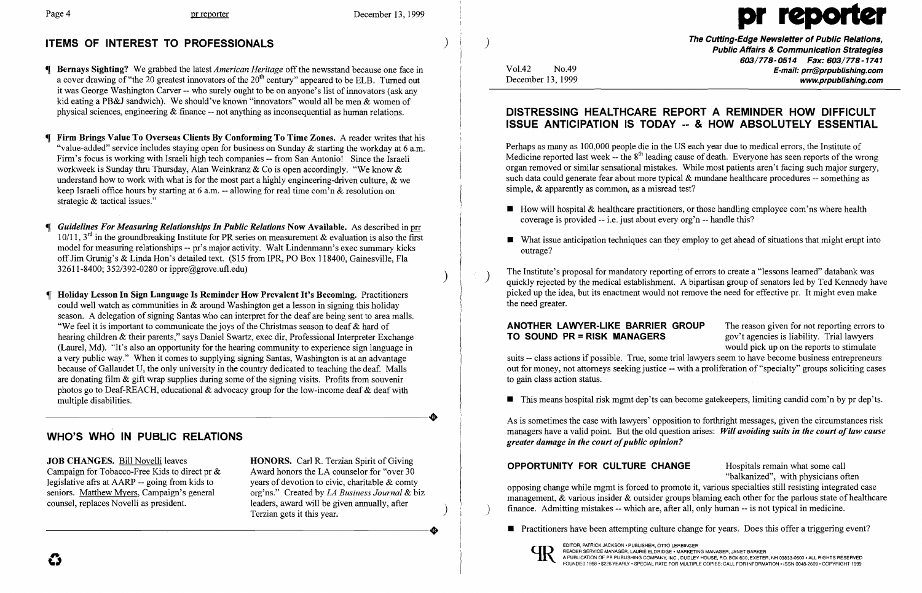## ITEMS OF INTEREST TO PROFESSIONALS

¶ **Bernays Sighting?** We grabbed the latest *American Heritage* off the newsstand because one face in a cover drawing of "the 20 greatest innovators of the 20th century" appeared to be ELB. Turned out it was George Washington Carver -- who surely ought to be on anyone's list of innovators (ask any kid eating a PB&J sandwich). We should've known "innovators" would all be men & women of physical sciences, engineering & finance -- not anything as inconsequential as human relations.

¶ **Firm Brings Value To Overseas Clients By Conforming To Time Zones.** A reader writes that his "value-added" service includes staying open for business on Sunday & starting the workday at 6 a.m. Firm's focus is working with Israeli high tech companies -- from San Antonio! Since the Israeli workweek is Sunday thru Thursday, Alan Weinkranz & Co is open accordingly. "We know & understand how to work with what is for the most part a highly engineering-driven culture, & we keep Israeli office hours by starting at 6 a.m. -- allowing for real time com'n & resolution on strategic & tactical issues."

¶ ***Guidelines For Measuring Relationships In Public Relations*** **Now Available.** As described in prr 10/11, 3rd in the groundbreaking Institute for PR series on measurement & evaluation is also the first model for measuring relationships -- pr's major activity. Walt Lindenmann's exec summary kicks off Jim Grunig's & Linda Hon's detailed text. ($15 from IPR, PO Box 118400, Gainesville, Fla 32611-8400; 352/392-0280 or ippre@grove.ufl.edu)

¶ **Holiday Lesson In Sign Language Is Reminder How Prevalent It's Becoming.** Practitioners could well watch as communities in & around Washington get a lesson in signing this holiday season. A delegation of signing Santas who can interpret for the deaf are being sent to area malls. "We feel it is important to communicate the joys of the Christmas season to deaf & hard of hearing children & their parents," says Daniel Swartz, exec dir, Professional Interpreter Exchange (Laurel, Md). "It's also an opportunity for the hearing community to experience sign language in a very public way." When it comes to supplying signing Santas, Washington is at an advantage because of Gallaudet U, the only university in the country dedicated to teaching the deaf. Malls are donating film & gift wrap supplies during some of the signing visits. Profits from souvenir photos go to Deaf-REACH, educational & advocacy group for the low-income deaf & deaf with multiple disabilities.

## WHO'S WHO IN PUBLIC RELATIONS

**JOB CHANGES.** Bill Novelli leaves Campaign for Tobacco-Free Kids to direct pr & legislative afrs at AARP -- going from kids to seniors. Matthew Myers, Campaign's general counsel, replaces Novelli as president.

**HONORS.** Carl R. Terzian Spirit of Giving Award honors the LA counselor for "over 30 years of devotion to civic, charitable & comty org'ns." Created by *LA Business Journal* & biz leaders, award will be given annually, after Terzian gets it this year.

# pr reporter

**The Cutting-Edge Newsletter of Public Relations, Public Affairs & Communication Strategies**
603/778-0514 Fax: 603/778-1741
E-mail: prr@prpublishing.com
www.prpublishing.com

Vol.42 No.49
December 13, 1999

## DISTRESSING HEALTHCARE REPORT A REMINDER HOW DIFFICULT ISSUE ANTICIPATION IS TODAY -- & HOW ABSOLUTELY ESSENTIAL

Perhaps as many as 100,000 people die in the US each year due to medical errors, the Institute of Medicine reported last week -- the 8th leading cause of death. Everyone has seen reports of the wrong organ removed or similar sensational mistakes. While most patients aren't facing such major surgery, such data could generate fear about more typical & mundane healthcare procedures -- something as simple, & apparently as common, as a misread test?

- How will hospital & healthcare practitioners, or those handling employee com'ns where health coverage is provided -- i.e. just about every org'n -- handle this?
- What issue anticipation techniques can they employ to get ahead of situations that might erupt into outrage?

The Institute's proposal for mandatory reporting of errors to create a "lessons learned" databank was quickly rejected by the medical establishment. A bipartisan group of senators led by Ted Kennedy have picked up the idea, but its enactment would not remove the need for effective pr. It might even make the need greater.

**ANOTHER LAWYER-LIKE BARRIER GROUP TO SOUND PR = RISK MANAGERS** The reason given for not reporting errors to gov't agencies is liability. Trial lawyers would pick up on the reports to stimulate suits -- class actions if possible. True, some trial lawyers seem to have become business entrepreneurs out for money, not attorneys seeking justice -- with a proliferation of "specialty" groups soliciting cases to gain class action status.

- This means hospital risk mgmt dep'ts can become gatekeepers, limiting candid com'n by pr dep'ts.

As is sometimes the case with lawyers' opposition to forthright messages, given the circumstances risk managers have a valid point. But the old question arises: ***Will avoiding suits in the court of law cause greater damage in the court of public opinion?***

**OPPORTUNITY FOR CULTURE CHANGE** Hospitals remain what some call "balkanized", with physicians often opposing change while mgmt is forced to promote it, various specialties still resisting integrated case management, & various insider & outsider groups blaming each other for the parlous state of healthcare finance. Admitting mistakes -- which are, after all, only human -- is not typical in medicine.

- Practitioners have been attempting culture change for years. Does this offer a triggering event?

EDITOR, PATRICK JACKSON • PUBLISHER, OTTO LERBINGER
READER SERVICE MANAGER, LAURIE ELDRIDGE • MARKETING MANAGER, JANET BARKER
A PUBLICATION OF PR PUBLISHING COMPANY, INC., DUDLEY HOUSE, P.O. BOX 600, EXETER, NH 03833-0600 • ALL RIGHTS RESERVED
FOUNDED 1958 • $225 YEARLY • SPECIAL RATE FOR MULTIPLE COPIES: CALL FOR INFORMATION • ISSN 0048-2609 • COPYRIGHT 1999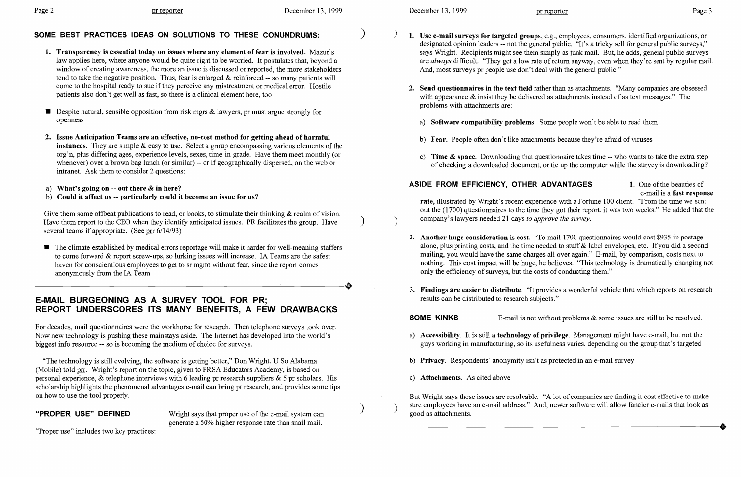## SOME BEST PRACTICES IDEAS ON SOLUTIONS TO THESE CONUNDRUMS:

1. **Transparency is essential today on issues where any element of fear is involved.** Mazur's law applies here, where anyone would be quite right to be worried. It postulates that, beyond a window of creating awareness, the more an issue is discussed or reported, the more stakeholders tend to take the negative position. Thus, fear is enlarged & reinforced -- so many patients will come to the hospital ready to sue if they perceive any mistreatment or medical error. Hostile patients also don't get well as fast, so there is a clinical element here, too

- Despite natural, sensible opposition from risk mgrs & lawyers, pr must argue strongly for openness

2. **Issue Anticipation Teams are an effective, no-cost method for getting ahead of harmful instances.** They are simple & easy to use. Select a group encompassing various elements of the org'n, plus differing ages, experience levels, sexes, time-in-grade. Have them meet monthly (or whenever) over a brown bag lunch (or similar) -- or if geographically dispersed, on the web or intranet. Ask them to consider 2 questions:

a) **What's going on -- out there & in here?**
b) **Could it affect us -- particularly could it become an issue for us?**

Give them some offbeat publications to read, or books, to stimulate their thinking & realm of vision. Have them report to the CEO when they identify anticipated issues. PR facilitates the group. Have several teams if appropriate. (See prr 6/14/93)

- The climate established by medical errors reportage will make it harder for well-meaning staffers to come forward & report screw-ups, so lurking issues will increase. IA Teams are the safest haven for conscientious employees to get to sr mgmt without fear, since the report comes anonymously from the IA Team

---

## E-MAIL BURGEONING AS A SURVEY TOOL FOR PR; REPORT UNDERSCORES ITS MANY BENEFITS, A FEW DRAWBACKS

For decades, mail questionnaires were the workhorse for research. Then telephone surveys took over. Now new technology is pushing these mainstays aside. The Internet has developed into the world's biggest info resource -- so is becoming the medium of choice for surveys.

"The technology is still evolving, the software is getting better," Don Wright, U So Alabama (Mobile) told prr. Wright's report on the topic, given to PRSA Educators Academy, is based on personal experience, & telephone interviews with 6 leading pr research suppliers & 5 pr scholars. His scholarship highlights the phenomenal advantages e-mail can bring pr research, and provides some tips on how to use the tool properly.

### "PROPER USE" DEFINED

Wright says that proper use of the e-mail system can generate a 50% higher response rate than snail mail.

"Proper use" includes two key practices:

1. **Use e-mail surveys for targeted groups**, e.g., employees, consumers, identified organizations, or designated opinion leaders -- not the general public. "It's a tricky sell for general public surveys," says Wright. Recipients might see them simply as junk mail. But, he adds, general public surveys are *always* difficult. "They get a low rate of return anyway, even when they're sent by regular mail. And, most surveys pr people use don't deal with the general public."

2. **Send questionnaires in the text field** rather than as attachments. "Many companies are obsessed with appearance & insist they be delivered as attachments instead of as text messages." The problems with attachments are:

   a) **Software compatibility problems**. Some people won't be able to read them

   b) **Fear**. People often don't like attachments because they're afraid of viruses

   c) **Time & space**. Downloading that questionnaire takes time -- who wants to take the extra step of checking a downloaded document, or tie up the computer while the survey is downloading?

### ASIDE FROM EFFICIENCY, OTHER ADVANTAGES

1. One of the beauties of e-mail is a **fast response rate**, illustrated by Wright's recent experience with a Fortune 100 client. "From the time we sent out the (1700) questionnaires to the time they got their report, it was two weeks." He added that the company's lawyers needed 21 days *to approve the survey.*

2. **Another huge consideration is cost**. "To mail 1700 questionnaires would cost $935 in postage alone, plus printing costs, and the time needed to stuff & label envelopes, etc. If you did a second mailing, you would have the same charges all over again." E-mail, by comparison, costs next to nothing. This cost impact will be huge, he believes. "This technology is dramatically changing not only the efficiency of surveys, but the costs of conducting them."

3. **Findings are easier to distribute**. "It provides a wonderful vehicle thru which reports on research results can be distributed to research subjects."

### SOME KINKS

E-mail is not without problems & some issues are still to be resolved.

a) **Accessibility**. It is still **a technology of privilege**. Management might have e-mail, but not the guys working in manufacturing, so its usefulness varies, depending on the group that's targeted

b) **Privacy**. Respondents' anonymity isn't as protected in an e-mail survey

c) **Attachments**. As cited above

But Wright says these issues are resolvable. "A lot of companies are finding it cost effective to make sure employees have an e-mail address." And, newer software will allow fancier e-mails that look as good as attachments.

---